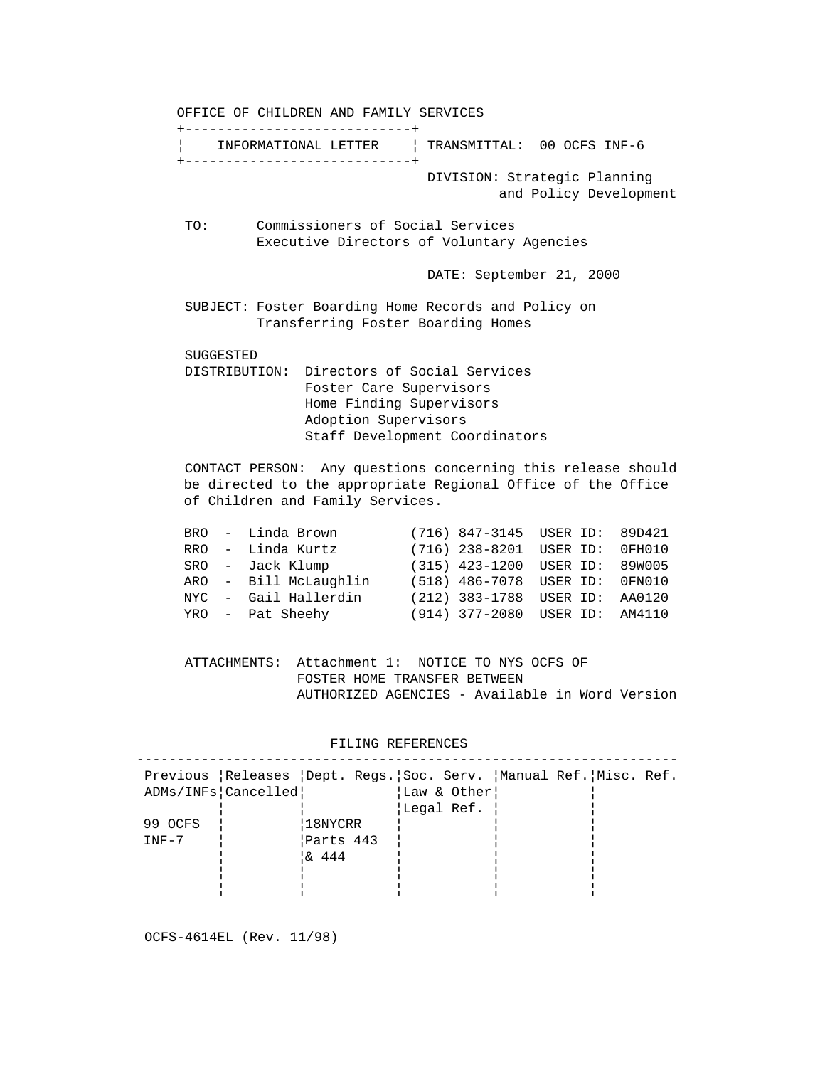OFFICE OF CHILDREN AND FAMILY SERVICES

| INFORMATIONAL LETTER | TRANSMITTAL: 00 OCFS INF-6 |
|---|---|

DIVISION: Strategic Planning and Policy Development

TO: Commissioners of Social Services
Executive Directors of Voluntary Agencies

DATE: September 21, 2000

SUBJECT: Foster Boarding Home Records and Policy on Transferring Foster Boarding Homes

SUGGESTED DISTRIBUTION: Directors of Social Services
Foster Care Supervisors
Home Finding Supervisors
Adoption Supervisors
Staff Development Coordinators

CONTACT PERSON: Any questions concerning this release should be directed to the appropriate Regional Office of the Office of Children and Family Services.

| | | | | |
|---|---|---|---|---|
| BRO | - Linda Brown | (716) 847-3145 | USER ID: | 89D421 |
| RRO | - Linda Kurtz | (716) 238-8201 | USER ID: | 0FH010 |
| SRO | - Jack Klump | (315) 423-1200 | USER ID: | 89W005 |
| ARO | - Bill McLaughlin | (518) 486-7078 | USER ID: | 0FN010 |
| NYC | - Gail Hallerdin | (212) 383-1788 | USER ID: | AA0120 |
| YRO | - Pat Sheehy | (914) 377-2080 | USER ID: | AM4110 |

ATTACHMENTS: Attachment 1: NOTICE TO NYS OCFS OF FOSTER HOME TRANSFER BETWEEN AUTHORIZED AGENCIES - Available in Word Version

FILING REFERENCES

| Previous ADMs/INFs | Releases Cancelled | Dept. Regs. | Soc. Serv. Law & Other Legal Ref. | Manual Ref. | Misc. Ref. |
|---|---|---|---|---|---|
| 99 OCFS INF-7 | | 18NYCRR Parts 443 & 444 | | | |

OCFS-4614EL (Rev. 11/98)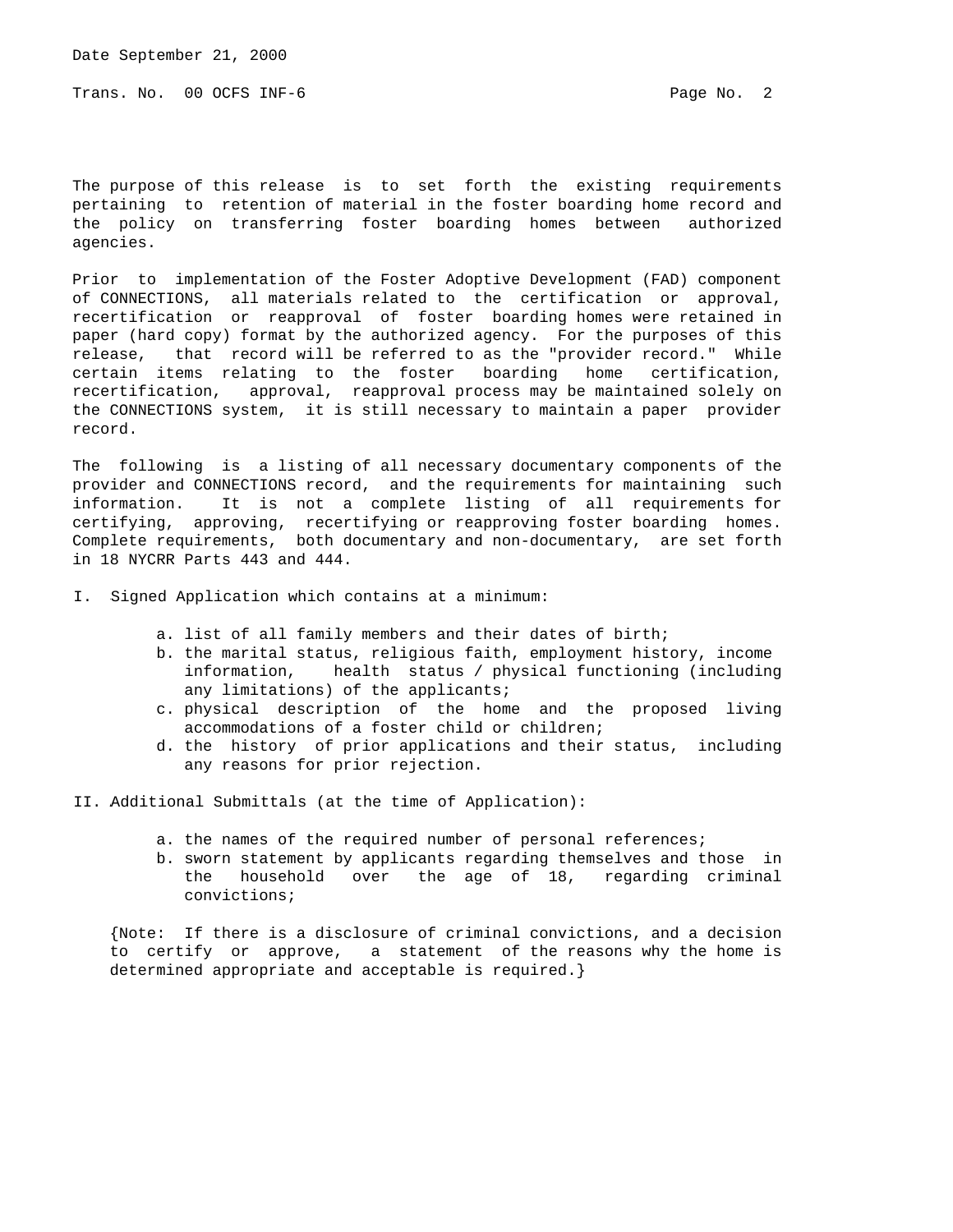The purpose of this release is to set forth the existing requirements pertaining to retention of material in the foster boarding home record and the policy on transferring foster boarding homes between authorized agencies.

Prior to implementation of the Foster Adoptive Development (FAD) component of CONNECTIONS, all materials related to the certification or approval, recertification or reapproval of foster boarding homes were retained in paper (hard copy) format by the authorized agency. For the purposes of this release, that record will be referred to as the "provider record." While certain items relating to the foster boarding home certification, recertification, approval, reapproval process may be maintained solely on the CONNECTIONS system, it is still necessary to maintain a paper provider record.

The following is a listing of all necessary documentary components of the provider and CONNECTIONS record, and the requirements for maintaining such information. It is not a complete listing of all requirements for certifying, approving, recertifying or reapproving foster boarding homes. Complete requirements, both documentary and non-documentary, are set forth in 18 NYCRR Parts 443 and 444.

I. Signed Application which contains at a minimum:

   a. list of all family members and their dates of birth;
   b. the marital status, religious faith, employment history, income information, health status / physical functioning (including any limitations) of the applicants;
   c. physical description of the home and the proposed living accommodations of a foster child or children;
   d. the history of prior applications and their status, including any reasons for prior rejection.

II. Additional Submittals (at the time of Application):

   a. the names of the required number of personal references;
   b. sworn statement by applicants regarding themselves and those in the household over the age of 18, regarding criminal convictions;

{Note: If there is a disclosure of criminal convictions, and a decision to certify or approve, a statement of the reasons why the home is determined appropriate and acceptable is required.}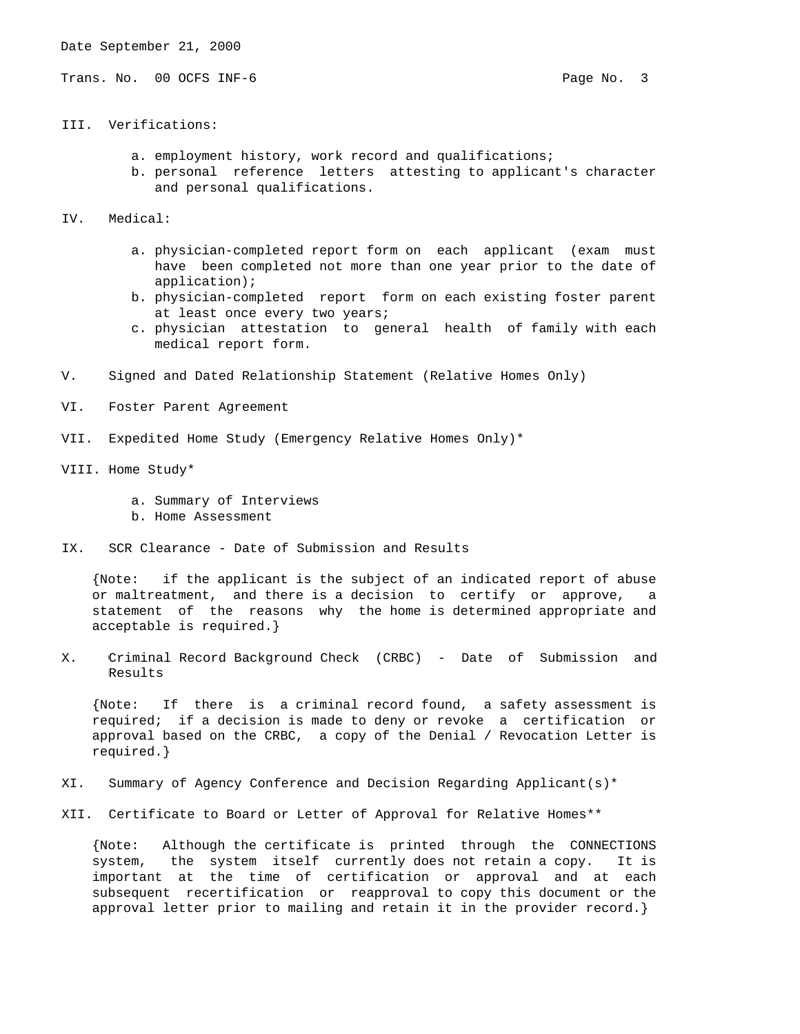III. Verifications:

a. employment history, work record and qualifications;
b. personal reference letters attesting to applicant's character and personal qualifications.

IV. Medical:

a. physician-completed report form on each applicant (exam must have been completed not more than one year prior to the date of application);
b. physician-completed report form on each existing foster parent at least once every two years;
c. physician attestation to general health of family with each medical report form.

V. Signed and Dated Relationship Statement (Relative Homes Only)

VI. Foster Parent Agreement

VII. Expedited Home Study (Emergency Relative Homes Only)*

VIII. Home Study*

a. Summary of Interviews
b. Home Assessment

IX. SCR Clearance - Date of Submission and Results

{Note: if the applicant is the subject of an indicated report of abuse or maltreatment, and there is a decision to certify or approve, a statement of the reasons why the home is determined appropriate and acceptable is required.}

X. Criminal Record Background Check (CRBC) - Date of Submission and Results

{Note: If there is a criminal record found, a safety assessment is required; if a decision is made to deny or revoke a certification or approval based on the CRBC, a copy of the Denial / Revocation Letter is required.}

XI. Summary of Agency Conference and Decision Regarding Applicant(s)*

XII. Certificate to Board or Letter of Approval for Relative Homes**

{Note: Although the certificate is printed through the CONNECTIONS system, the system itself currently does not retain a copy. It is important at the time of certification or approval and at each subsequent recertification or reapproval to copy this document or the approval letter prior to mailing and retain it in the provider record.}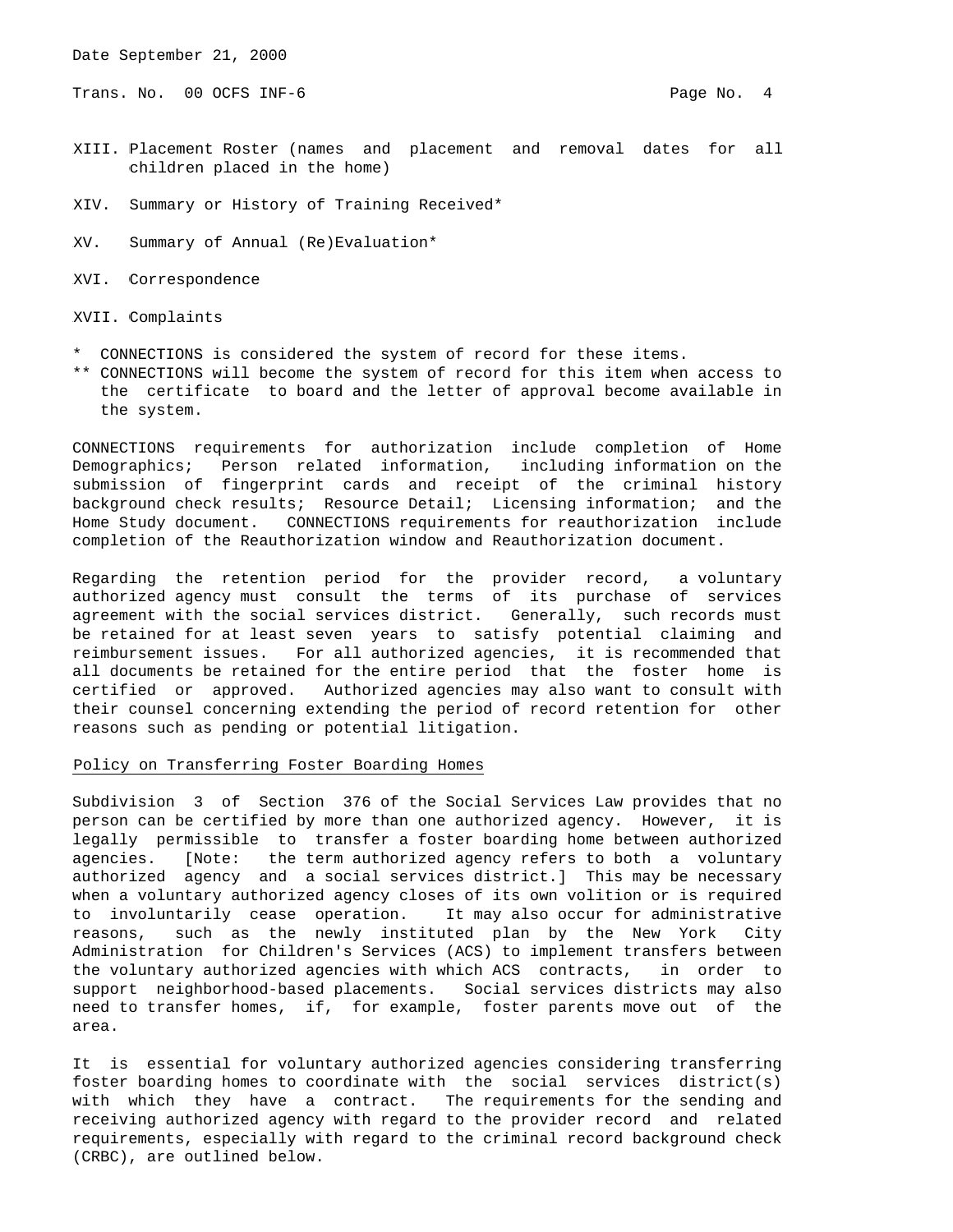XIII. Placement Roster (names and placement and removal dates for all children placed in the home)

XIV. Summary or History of Training Received*

XV. Summary of Annual (Re)Evaluation*

XVI. Correspondence

XVII. Complaints

\* CONNECTIONS is considered the system of record for these items.
\*\* CONNECTIONS will become the system of record for this item when access to the certificate to board and the letter of approval become available in the system.

CONNECTIONS requirements for authorization include completion of Home Demographics; Person related information, including information on the submission of fingerprint cards and receipt of the criminal history background check results; Resource Detail; Licensing information; and the Home Study document. CONNECTIONS requirements for reauthorization include completion of the Reauthorization window and Reauthorization document.

Regarding the retention period for the provider record, a voluntary authorized agency must consult the terms of its purchase of services agreement with the social services district. Generally, such records must be retained for at least seven years to satisfy potential claiming and reimbursement issues. For all authorized agencies, it is recommended that all documents be retained for the entire period that the foster home is certified or approved. Authorized agencies may also want to consult with their counsel concerning extending the period of record retention for other reasons such as pending or potential litigation.

<u>Policy on Transferring Foster Boarding Homes</u>

Subdivision 3 of Section 376 of the Social Services Law provides that no person can be certified by more than one authorized agency. However, it is legally permissible to transfer a foster boarding home between authorized agencies. [Note: the term authorized agency refers to both a voluntary authorized agency and a social services district.] This may be necessary when a voluntary authorized agency closes of its own volition or is required to involuntarily cease operation. It may also occur for administrative reasons, such as the newly instituted plan by the New York City Administration for Children's Services (ACS) to implement transfers between the voluntary authorized agencies with which ACS contracts, in order to support neighborhood-based placements. Social services districts may also need to transfer homes, if, for example, foster parents move out of the area.

It is essential for voluntary authorized agencies considering transferring foster boarding homes to coordinate with the social services district(s) with which they have a contract. The requirements for the sending and receiving authorized agency with regard to the provider record and related requirements, especially with regard to the criminal record background check (CRBC), are outlined below.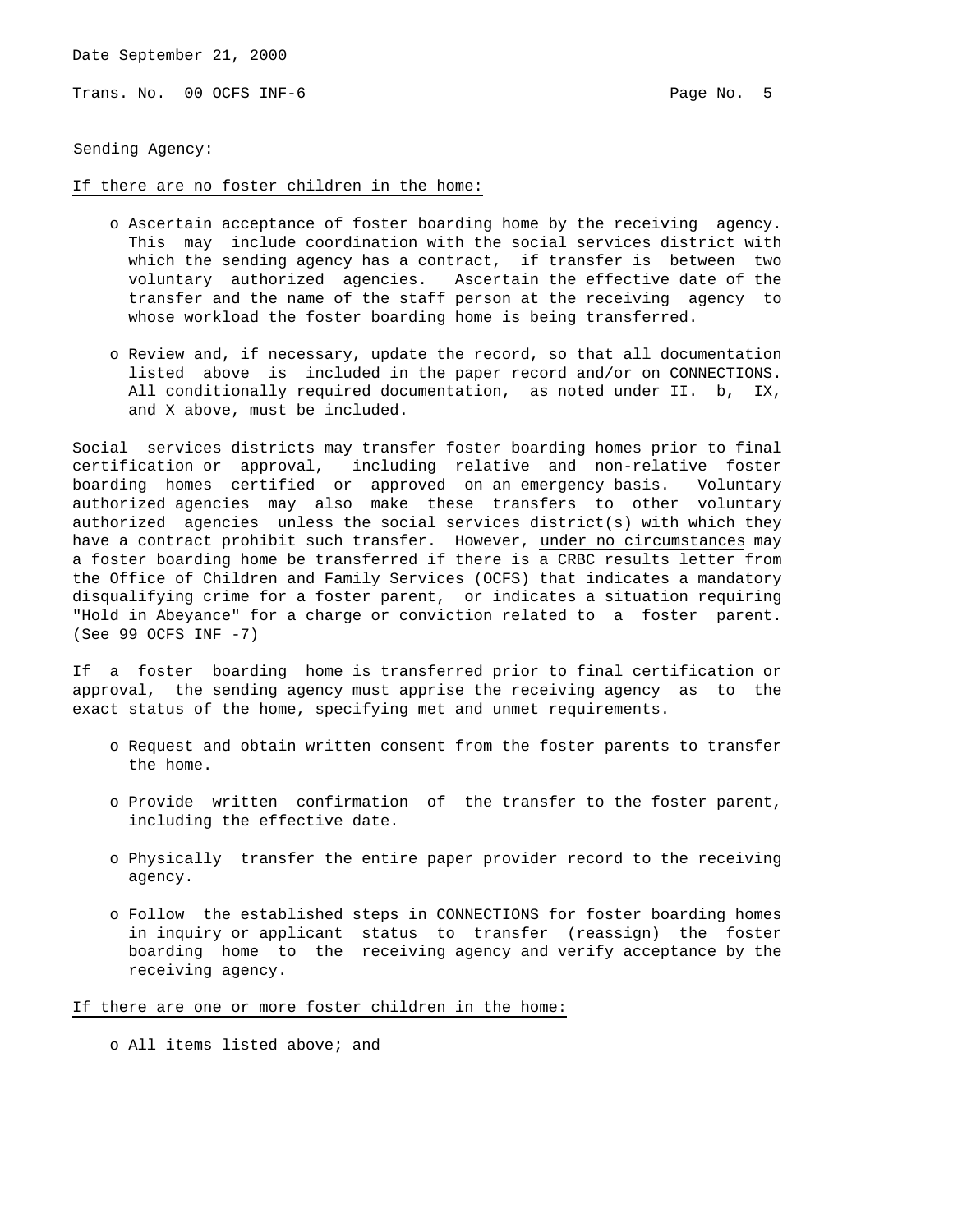Sending Agency:

<u>If there are no foster children in the home:</u>

- Ascertain acceptance of foster boarding home by the receiving agency. This may include coordination with the social services district with which the sending agency has a contract, if transfer is between two voluntary authorized agencies. Ascertain the effective date of the transfer and the name of the staff person at the receiving agency to whose workload the foster boarding home is being transferred.

- Review and, if necessary, update the record, so that all documentation listed above is included in the paper record and/or on CONNECTIONS. All conditionally required documentation, as noted under II. b, IX, and X above, must be included.

Social services districts may transfer foster boarding homes prior to final certification or approval, including relative and non-relative foster boarding homes certified or approved on an emergency basis. Voluntary authorized agencies may also make these transfers to other voluntary authorized agencies unless the social services district(s) with which they have a contract prohibit such transfer. However, <u>under no circumstances</u> may a foster boarding home be transferred if there is a CRBC results letter from the Office of Children and Family Services (OCFS) that indicates a mandatory disqualifying crime for a foster parent, or indicates a situation requiring "Hold in Abeyance" for a charge or conviction related to a foster parent. (See 99 OCFS INF -7)

If a foster boarding home is transferred prior to final certification or approval, the sending agency must apprise the receiving agency as to the exact status of the home, specifying met and unmet requirements.

- Request and obtain written consent from the foster parents to transfer the home.

- Provide written confirmation of the transfer to the foster parent, including the effective date.

- Physically transfer the entire paper provider record to the receiving agency.

- Follow the established steps in CONNECTIONS for foster boarding homes in inquiry or applicant status to transfer (reassign) the foster boarding home to the receiving agency and verify acceptance by the receiving agency.

<u>If there are one or more foster children in the home:</u>

- All items listed above; and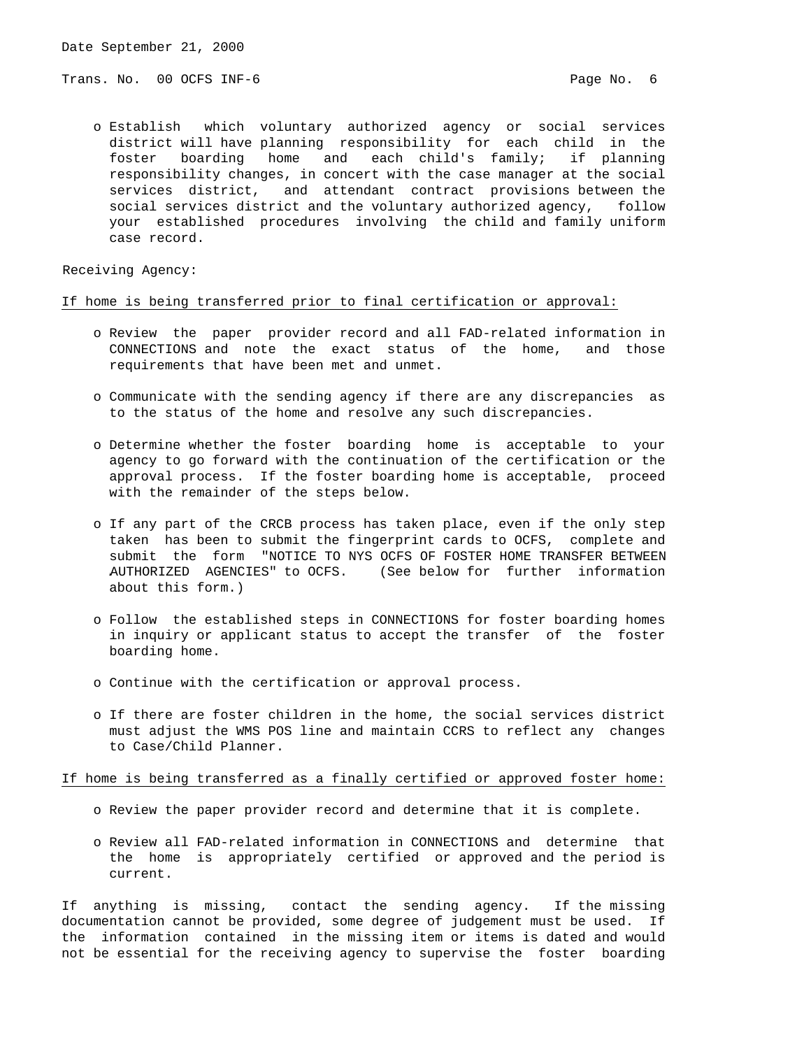- o Establish which voluntary authorized agency or social services district will have planning responsibility for each child in the foster boarding home and each child's family; if planning responsibility changes, in concert with the case manager at the social services district, and attendant contract provisions between the social services district and the voluntary authorized agency, follow your established procedures involving the child and family uniform case record.

Receiving Agency:

<u>If home is being transferred prior to final certification or approval:</u>

- o Review the paper provider record and all FAD-related information in CONNECTIONS and note the exact status of the home, and those requirements that have been met and unmet.

- o Communicate with the sending agency if there are any discrepancies as to the status of the home and resolve any such discrepancies.

- o Determine whether the foster boarding home is acceptable to your agency to go forward with the continuation of the certification or the approval process. If the foster boarding home is acceptable, proceed with the remainder of the steps below.

- o If any part of the CRCB process has taken place, even if the only step taken has been to submit the fingerprint cards to OCFS, complete and submit the form "NOTICE TO NYS OCFS OF FOSTER HOME TRANSFER BETWEEN AUTHORIZED AGENCIES" to OCFS. (See below for further information about this form.)

- o Follow the established steps in CONNECTIONS for foster boarding homes in inquiry or applicant status to accept the transfer of the foster boarding home.

- o Continue with the certification or approval process.

- o If there are foster children in the home, the social services district must adjust the WMS POS line and maintain CCRS to reflect any changes to Case/Child Planner.

<u>If home is being transferred as a finally certified or approved foster home:</u>

- o Review the paper provider record and determine that it is complete.

- o Review all FAD-related information in CONNECTIONS and determine that the home is appropriately certified or approved and the period is current.

If anything is missing, contact the sending agency. If the missing documentation cannot be provided, some degree of judgement must be used. If the information contained in the missing item or items is dated and would not be essential for the receiving agency to supervise the foster boarding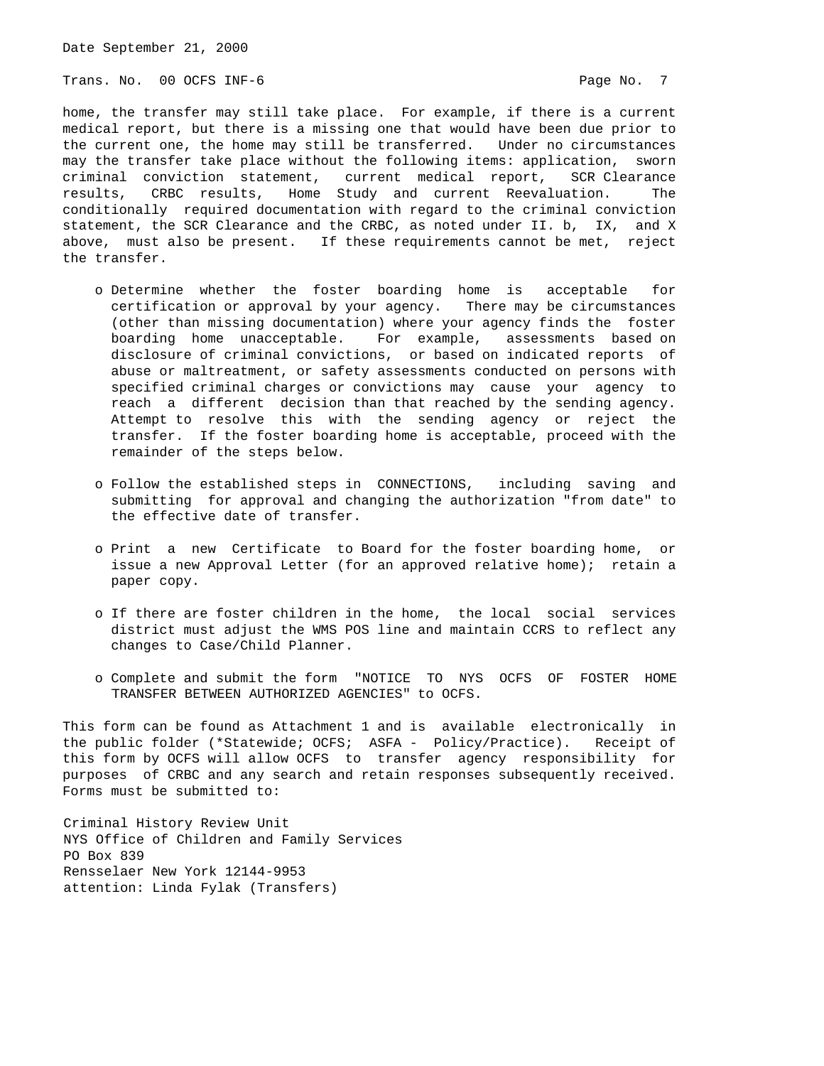home, the transfer may still take place. For example, if there is a current medical report, but there is a missing one that would have been due prior to the current one, the home may still be transferred. Under no circumstances may the transfer take place without the following items: application, sworn criminal conviction statement, current medical report, SCR Clearance results, CRBC results, Home Study and current Reevaluation. The conditionally required documentation with regard to the criminal conviction statement, the SCR Clearance and the CRBC, as noted under II. b, IX, and X above, must also be present. If these requirements cannot be met, reject the transfer.

- o Determine whether the foster boarding home is acceptable for certification or approval by your agency. There may be circumstances (other than missing documentation) where your agency finds the foster boarding home unacceptable. For example, assessments based on disclosure of criminal convictions, or based on indicated reports of abuse or maltreatment, or safety assessments conducted on persons with specified criminal charges or convictions may cause your agency to reach a different decision than that reached by the sending agency. Attempt to resolve this with the sending agency or reject the transfer. If the foster boarding home is acceptable, proceed with the remainder of the steps below.

- o Follow the established steps in CONNECTIONS, including saving and submitting for approval and changing the authorization "from date" to the effective date of transfer.

- o Print a new Certificate to Board for the foster boarding home, or issue a new Approval Letter (for an approved relative home); retain a paper copy.

- o If there are foster children in the home, the local social services district must adjust the WMS POS line and maintain CCRS to reflect any changes to Case/Child Planner.

- o Complete and submit the form "NOTICE TO NYS OCFS OF FOSTER HOME TRANSFER BETWEEN AUTHORIZED AGENCIES" to OCFS.

This form can be found as Attachment 1 and is available electronically in the public folder (*Statewide; OCFS; ASFA - Policy/Practice). Receipt of this form by OCFS will allow OCFS to transfer agency responsibility for purposes of CRBC and any search and retain responses subsequently received. Forms must be submitted to:

Criminal History Review Unit
NYS Office of Children and Family Services
PO Box 839
Rensselaer New York 12144-9953
attention: Linda Fylak (Transfers)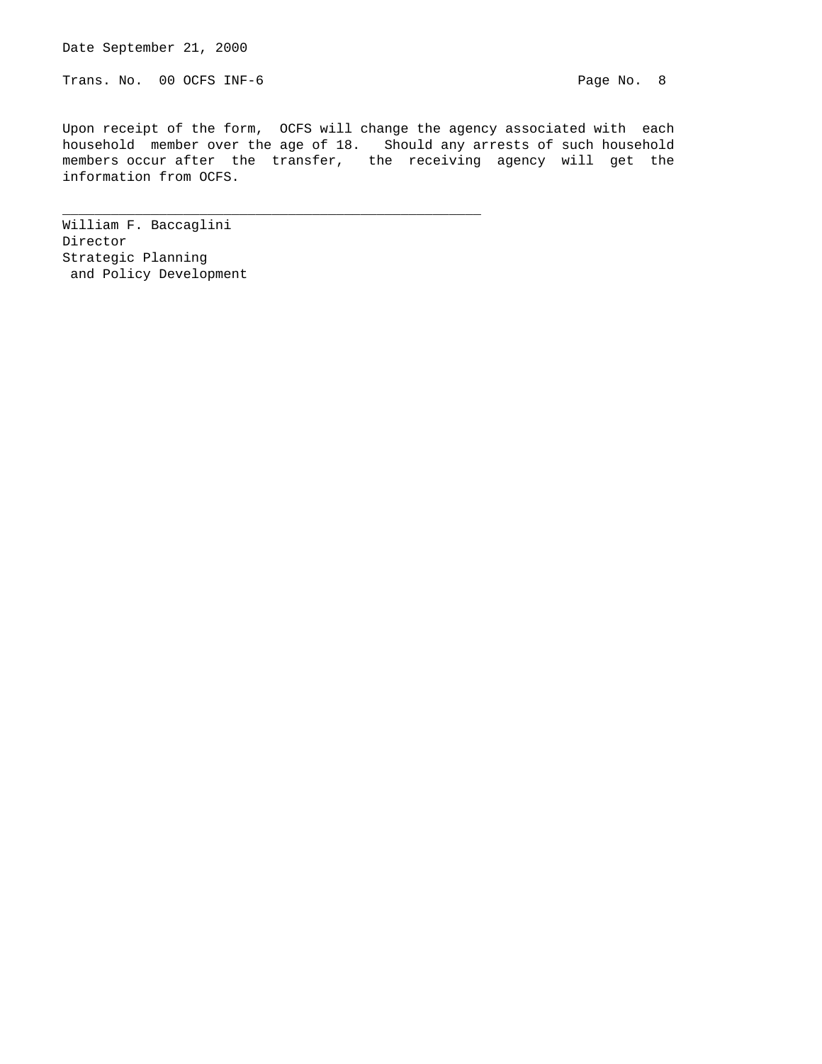Upon receipt of the form, OCFS will change the agency associated with each household member over the age of 18. Should any arrests of such household members occur after the transfer, the receiving agency will get the information from OCFS.

\_\_\_\_\_\_\_\_\_\_\_\_\_\_\_\_\_\_\_\_\_\_\_\_\_\_\_\_\_\_\_\_\_\_\_\_\_\_\_\_\_\_\_\_\_\_\_\_\_\_

William F. Baccaglini
Director
Strategic Planning
and Policy Development